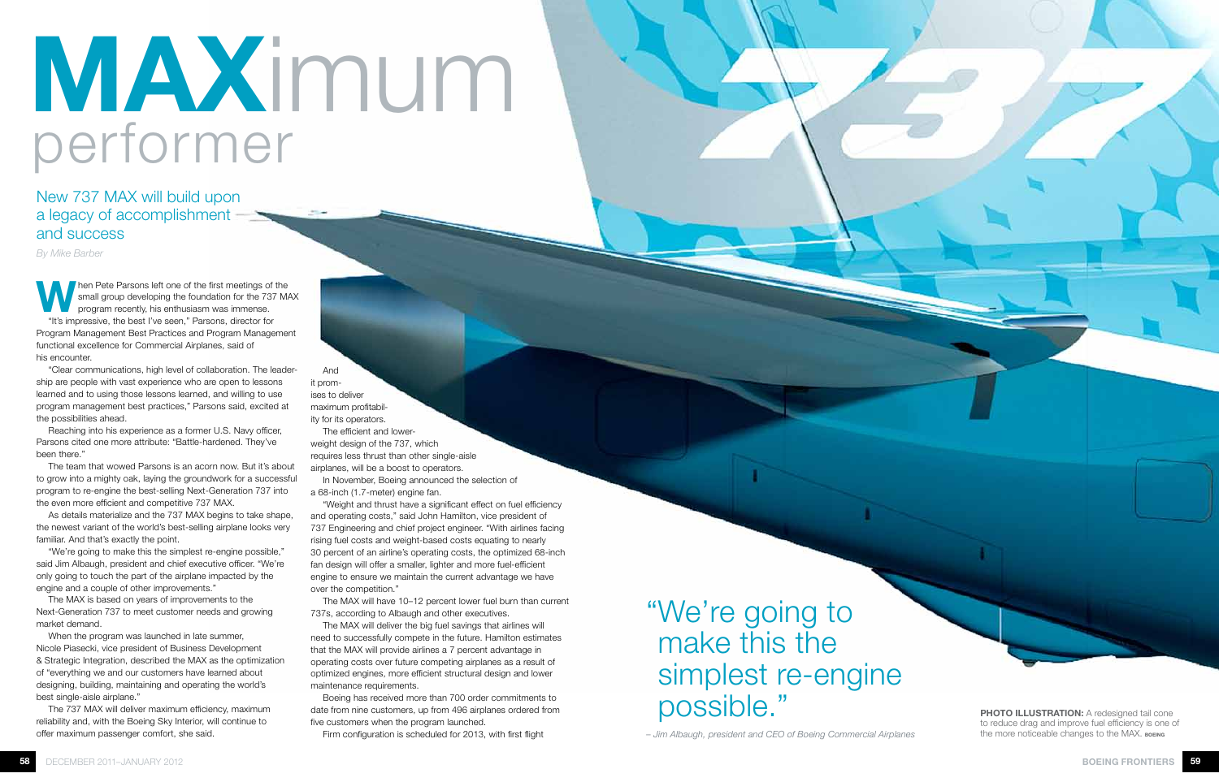# MAXimum performer

## New 737 MAX will build upon a legacy of accomplishment — and success

*By Mike Barber*

When Pete Parsons left one of the first meetings of the small group developing the foundation for the 737 MAX program recently, his enthusiasm was immense.

"It's impressive, the best I've seen," Parsons, director for Program Management Best Practices and Program Management functional excellence for Commercial Airplanes, said of his encounter.

"Clear communications, high level of collaboration. The leadership are people with vast experience who are open to lessons learned and to using those lessons learned, and willing to use program management best practices," Parsons said, excited at the possibilities ahead.

Reaching into his experience as a former U.S. Navy officer, Parsons cited one more attribute: "Battle-hardened. They've been there."

The team that wowed Parsons is an acorn now. But it's about to grow into a mighty oak, laying the groundwork for a successful program to re-engine the best-selling Next-Generation 737 into the even more efficient and competitive 737 MAX.

As details materialize and the 737 MAX begins to take shape, the newest variant of the world's best-selling airplane looks very familiar. And that's exactly the point.

"We're going to make this the simplest re-engine possible," said Jim Albaugh, president and chief executive officer. "We're only going to touch the part of the airplane impacted by the engine and a couple of other improvements."

The MAX is based on years of improvements to the Next-Generation 737 to meet customer needs and growing market demand.

When the program was launched in late summer, Nicole Piasecki, vice president of Business Development & Strategic Integration, described the MAX as the optimization of "everything we and our customers have learned about designing, building, maintaining and operating the world's best single-aisle airplane."

The 737 MAX will deliver maximum efficiency, maximum reliability and, with the Boeing Sky Interior, will continue to offer maximum passenger comfort, she said.

And it promises to deliver maximum profitability for its operators.

The efficient and lower-weight design of the 737, which requires less thrust than other single-aisle airplanes, will be a boost to operators.

In November, Boeing announced the selection of a 68-inch (1.7-meter) engine fan.

"Weight and thrust have a significant effect on fuel efficiency and operating costs," said John Hamilton, vice president of 737 Engineering and chief project engineer. "With airlines facing rising fuel costs and weight-based costs equating to nearly 30 percent of an airline's operating costs, the optimized 68-inch fan design will offer a smaller, lighter and more fuel-efficient engine to ensure we maintain the current advantage we have over the competition."

The MAX will have 10–12 percent lower fuel burn than current 737s, according to Albaugh and other executives.

The MAX will deliver the big fuel savings that airlines will need to successfully compete in the future. Hamilton estimates that the MAX will provide airlines a 7 percent advantage in operating costs over future competing airplanes as a result of optimized engines, more efficient structural design and lower maintenance requirements.

Boeing has received more than 700 order commitments to date from nine customers, up from 496 airplanes ordered from five customers when the program launched.

Firm configuration is scheduled for 2013, with first flight

> "We're going to make this the simplest re-engine possible."
>
> *– Jim Albaugh, president and CEO of Boeing Commercial Airplanes*

**PHOTO ILLUSTRATION:** A redesigned tail cone to reduce drag and improve fuel efficiency is one of the more noticeable changes to the MAX. BOEING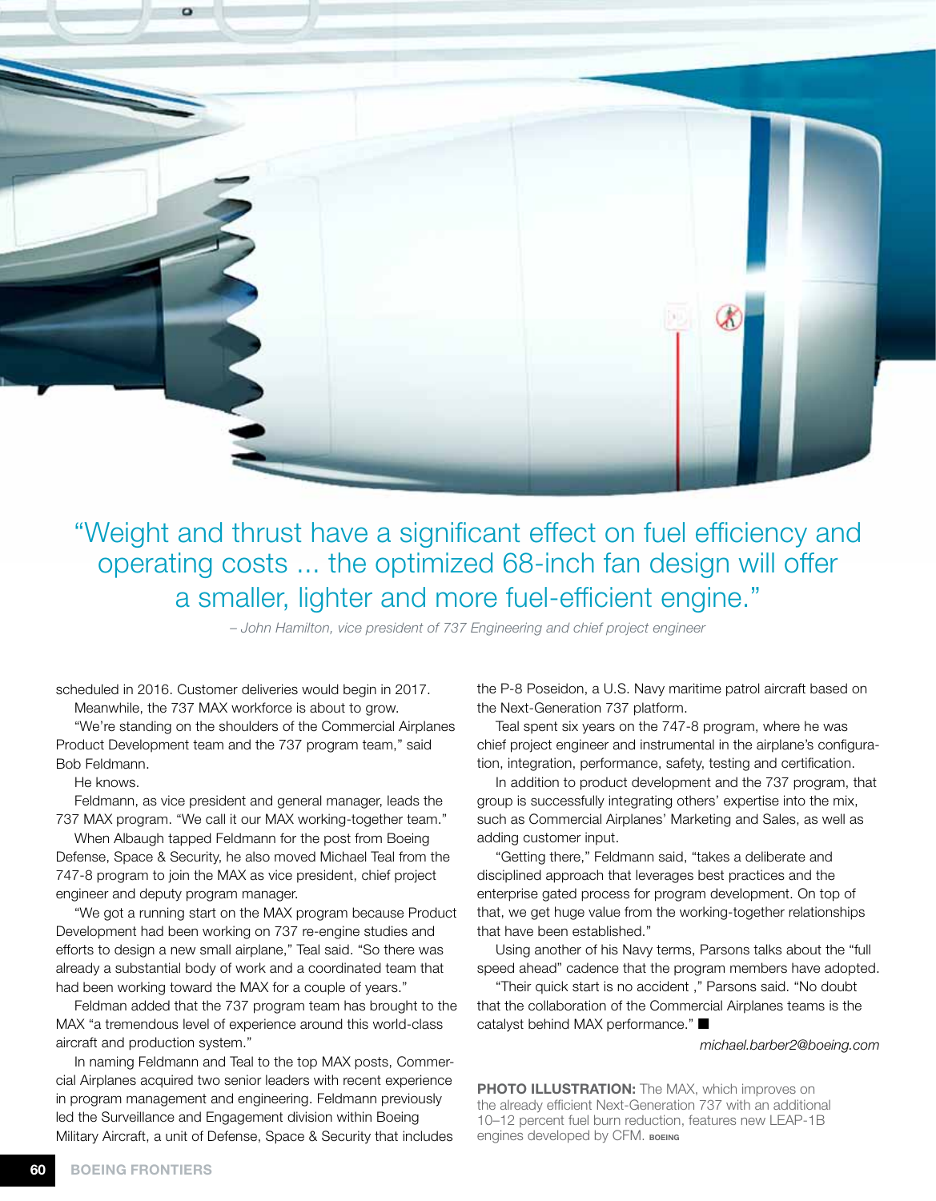> "Weight and thrust have a significant effect on fuel efficiency and operating costs ... the optimized 68-inch fan design will offer a smaller, lighter and more fuel-efficient engine."
>
> *– John Hamilton, vice president of 737 Engineering and chief project engineer*

scheduled in 2016. Customer deliveries would begin in 2017.

Meanwhile, the 737 MAX workforce is about to grow.

"We're standing on the shoulders of the Commercial Airplanes Product Development team and the 737 program team," said Bob Feldmann.

He knows.

Feldmann, as vice president and general manager, leads the 737 MAX program. "We call it our MAX working-together team."

When Albaugh tapped Feldmann for the post from Boeing Defense, Space & Security, he also moved Michael Teal from the 747-8 program to join the MAX as vice president, chief project engineer and deputy program manager.

"We got a running start on the MAX program because Product Development had been working on 737 re-engine studies and efforts to design a new small airplane," Teal said. "So there was already a substantial body of work and a coordinated team that had been working toward the MAX for a couple of years."

Feldman added that the 737 program team has brought to the MAX "a tremendous level of experience around this world-class aircraft and production system."

In naming Feldmann and Teal to the top MAX posts, Commercial Airplanes acquired two senior leaders with recent experience in program management and engineering. Feldmann previously led the Surveillance and Engagement division within Boeing Military Aircraft, a unit of Defense, Space & Security that includes the P-8 Poseidon, a U.S. Navy maritime patrol aircraft based on the Next-Generation 737 platform.

Teal spent six years on the 747-8 program, where he was chief project engineer and instrumental in the airplane's configuration, integration, performance, safety, testing and certification.

In addition to product development and the 737 program, that group is successfully integrating others' expertise into the mix, such as Commercial Airplanes' Marketing and Sales, as well as adding customer input.

"Getting there," Feldmann said, "takes a deliberate and disciplined approach that leverages best practices and the enterprise gated process for program development. On top of that, we get huge value from the working-together relationships that have been established."

Using another of his Navy terms, Parsons talks about the "full speed ahead" cadence that the program members have adopted.

"Their quick start is no accident ," Parsons said. "No doubt that the collaboration of the Commercial Airplanes teams is the catalyst behind MAX performance." ■

*michael.barber2@boeing.com*

**PHOTO ILLUSTRATION:** The MAX, which improves on the already efficient Next-Generation 737 with an additional 10–12 percent fuel burn reduction, features new LEAP-1B engines developed by CFM. BOEING